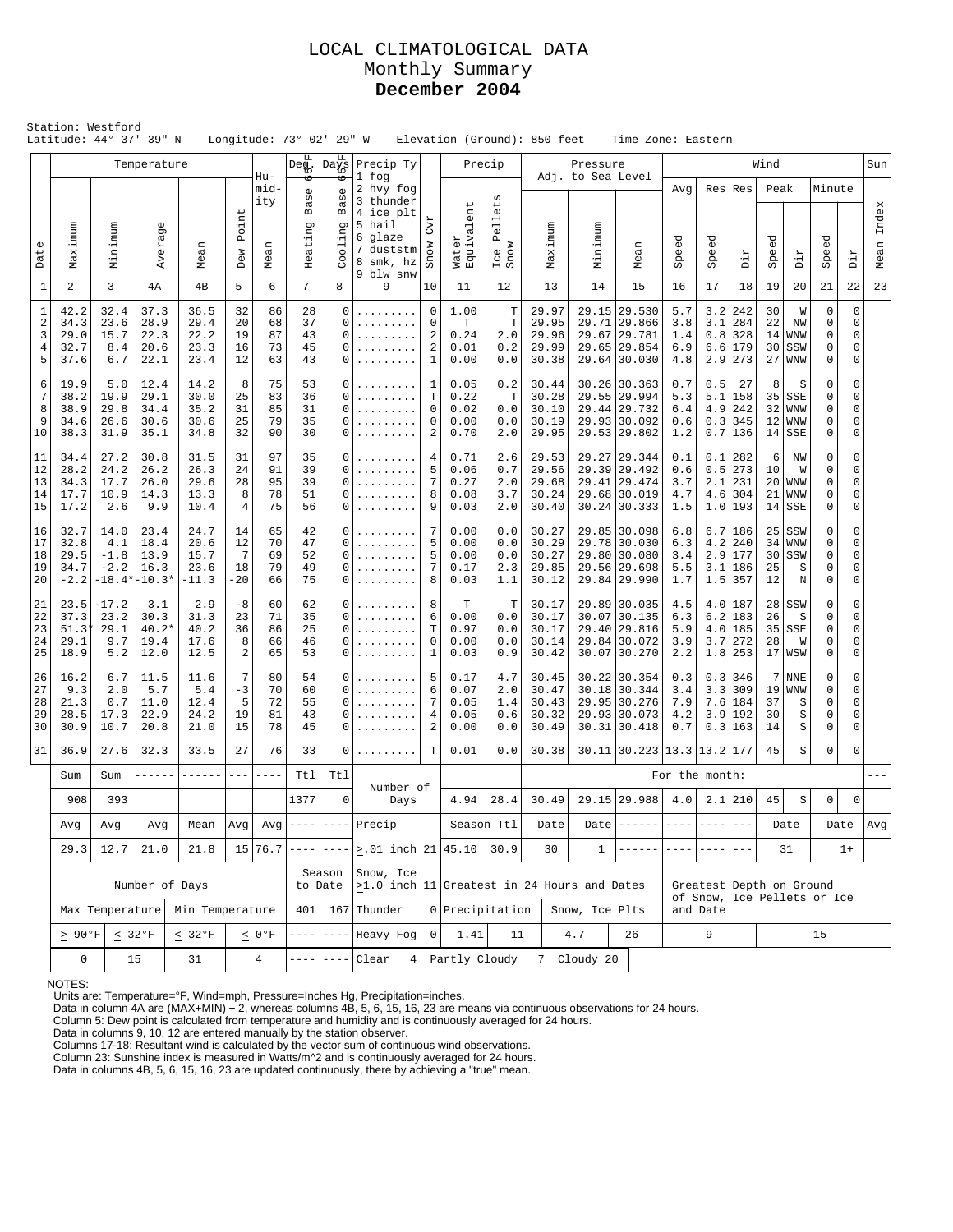# LOCAL CLIMATOLOGICAL DATA
## Monthly Summary
## **December 2004**

Station: Westford
Latitude: 44° 37' 39" N    Longitude: 73° 02' 29" W    Elevation (Ground): 850 feet    Time Zone: Eastern

| Date | Temperature Maximum | Temperature Minimum | Temperature Average | Temperature Mean | Dew Point | Humidity Mean | Deg. Days 65°F Heating Base | Deg. Days 65°F Cooling Base | Precip Ty (1 fog, 2 hvy fog, 3 thunder, 4 ice plt, 5 hail, 6 glaze, 7 duststm, 8 smk, hz, 9 blw snw) | Snow Cvr | Precip Water Equivalent | Precip Ice Pellets Snow | Pressure Adj. to Sea Level Maximum | Pressure Minimum | Pressure Mean | Wind Avg Speed | Wind Res Speed | Wind Res Dir | Wind Peak Speed | Wind Peak Dir | Wind Minute Speed | Wind Minute Dir | Sun Mean Index |
|---|---|---|---|---|---|---|---|---|---|---|---|---|---|---|---|---|---|---|---|---|---|---|---|
| 1 | 2 | 3 | 4A | 4B | 5 | 6 | 7 | 8 | 9 | 10 | 11 | 12 | 13 | 14 | 15 | 16 | 17 | 18 | 19 | 20 | 21 | 22 | 23 |
| 1 | 42.2 | 32.4 | 37.3 | 36.5 | 32 | 86 | 28 | 0 | ......... | 0 | 1.00 | T | 29.97 | 29.15 | 29.530 | 5.7 | 3.2 | 242 | 30 | W | 0 | 0 | |
| 2 | 34.3 | 23.6 | 28.9 | 29.4 | 20 | 68 | 37 | 0 | ......... | 0 | T | T | 29.95 | 29.71 | 29.866 | 3.8 | 3.1 | 284 | 22 | NW | 0 | 0 | |
| 3 | 29.0 | 15.7 | 22.3 | 22.2 | 19 | 87 | 43 | 0 | ......... | 2 | 0.24 | 2.0 | 29.96 | 29.67 | 29.781 | 1.4 | 0.8 | 328 | 14 | WNW | 0 | 0 | |
| 4 | 32.7 | 8.4 | 20.6 | 23.3 | 16 | 73 | 45 | 0 | ......... | 2 | 0.01 | 0.2 | 29.99 | 29.65 | 29.854 | 6.9 | 6.6 | 179 | 30 | SSW | 0 | 0 | |
| 5 | 37.6 | 6.7 | 22.1 | 23.4 | 12 | 63 | 43 | 0 | ......... | 1 | 0.00 | 0.0 | 30.38 | 29.64 | 30.030 | 4.8 | 2.9 | 273 | 27 | WNW | 0 | 0 | |
| 6 | 19.9 | 5.0 | 12.4 | 14.2 | 8 | 75 | 53 | 0 | ......... | 1 | 0.05 | 0.2 | 30.44 | 30.26 | 30.363 | 0.7 | 0.5 | 27 | 8 | S | 0 | 0 | |
| 7 | 38.2 | 19.9 | 29.1 | 30.0 | 25 | 83 | 36 | 0 | ......... | T | 0.22 | T | 30.28 | 29.55 | 29.994 | 5.3 | 5.1 | 158 | 35 | SSE | 0 | 0 | |
| 8 | 38.9 | 29.8 | 34.4 | 35.2 | 31 | 85 | 31 | 0 | ......... | 0 | 0.02 | 0.0 | 30.10 | 29.44 | 29.732 | 6.4 | 4.9 | 242 | 32 | WNW | 0 | 0 | |
| 9 | 34.6 | 26.6 | 30.6 | 30.6 | 25 | 79 | 35 | 0 | ......... | 0 | 0.00 | 0.0 | 30.19 | 29.93 | 30.092 | 0.6 | 0.3 | 345 | 12 | WNW | 0 | 0 | |
| 10 | 38.3 | 31.9 | 35.1 | 34.8 | 32 | 90 | 30 | 0 | ......... | 2 | 0.70 | 2.0 | 29.95 | 29.53 | 29.802 | 1.2 | 0.7 | 136 | 14 | SSE | 0 | 0 | |
| 11 | 34.4 | 27.2 | 30.8 | 31.5 | 31 | 97 | 35 | 0 | ......... | 4 | 0.71 | 2.6 | 29.53 | 29.27 | 29.344 | 0.1 | 0.1 | 282 | 6 | NW | 0 | 0 | |
| 12 | 28.2 | 24.2 | 26.2 | 26.3 | 24 | 91 | 39 | 0 | ......... | 5 | 0.06 | 0.7 | 29.56 | 29.39 | 29.492 | 0.6 | 0.5 | 273 | 10 | W | 0 | 0 | |
| 13 | 34.3 | 17.7 | 26.0 | 29.6 | 28 | 95 | 39 | 0 | ......... | 7 | 0.27 | 2.0 | 29.68 | 29.41 | 29.474 | 3.7 | 2.1 | 231 | 20 | WNW | 0 | 0 | |
| 14 | 17.7 | 10.9 | 14.3 | 13.3 | 8 | 78 | 51 | 0 | ......... | 8 | 0.08 | 3.7 | 30.24 | 29.68 | 30.019 | 4.7 | 4.6 | 304 | 21 | WNW | 0 | 0 | |
| 15 | 17.2 | 2.6 | 9.9 | 10.4 | 4 | 75 | 56 | 0 | ......... | 9 | 0.03 | 2.0 | 30.40 | 30.24 | 30.333 | 1.5 | 1.0 | 193 | 14 | SSE | 0 | 0 | |
| 16 | 32.7 | 14.0 | 23.4 | 24.7 | 14 | 65 | 42 | 0 | ......... | 7 | 0.00 | 0.0 | 30.27 | 29.85 | 30.098 | 6.8 | 6.7 | 186 | 25 | SSW | 0 | 0 | |
| 17 | 32.8 | 4.1 | 18.4 | 20.6 | 12 | 70 | 47 | 0 | ......... | 5 | 0.00 | 0.0 | 30.29 | 29.78 | 30.030 | 6.3 | 4.2 | 240 | 34 | WNW | 0 | 0 | |
| 18 | 29.5 | -1.8 | 13.9 | 15.7 | 7 | 69 | 52 | 0 | ......... | 5 | 0.00 | 0.0 | 30.27 | 29.80 | 30.080 | 3.4 | 2.9 | 177 | 30 | SSW | 0 | 0 | |
| 19 | 34.7 | -2.2 | 16.3 | 23.6 | 18 | 79 | 49 | 0 | ......... | 7 | 0.17 | 2.3 | 29.85 | 29.56 | 29.698 | 5.5 | 3.1 | 186 | 25 | S | 0 | 0 | |
| 20 | -2.2 | -18.4* | -10.3* | -11.3 | -20 | 66 | 75 | 0 | ......... | 8 | 0.03 | 1.1 | 30.12 | 29.84 | 29.990 | 1.7 | 1.5 | 357 | 12 | N | 0 | 0 | |
| 21 | 23.5 | -17.2 | 3.1 | 2.9 | -8 | 60 | 62 | 0 | ......... | 8 | T | T | 30.17 | 29.89 | 30.035 | 4.5 | 4.0 | 187 | 28 | SSW | 0 | 0 | |
| 22 | 37.3 | 23.2 | 30.3 | 31.3 | 23 | 71 | 35 | 0 | ......... | 6 | 0.00 | 0.0 | 30.17 | 30.07 | 30.135 | 6.3 | 6.2 | 183 | 26 | S | 0 | 0 | |
| 23 | 51.3* | 29.1 | 40.2* | 40.2 | 36 | 86 | 25 | 0 | ......... | T | 0.97 | 0.0 | 30.17 | 29.40 | 29.816 | 5.9 | 4.0 | 185 | 35 | SSE | 0 | 0 | |
| 24 | 29.1 | 9.7 | 19.4 | 17.6 | 8 | 66 | 46 | 0 | ......... | 0 | 0.00 | 0.0 | 30.14 | 29.84 | 30.072 | 3.9 | 3.7 | 272 | 28 | W | 0 | 0 | |
| 25 | 18.9 | 5.2 | 12.0 | 12.5 | 2 | 65 | 53 | 0 | ......... | 1 | 0.03 | 0.9 | 30.42 | 30.07 | 30.270 | 2.2 | 1.8 | 253 | 17 | WSW | 0 | 0 | |
| 26 | 16.2 | 6.7 | 11.5 | 11.6 | 7 | 80 | 54 | 0 | ......... | 5 | 0.17 | 4.7 | 30.45 | 30.22 | 30.354 | 0.3 | 0.3 | 346 | 7 | NNE | 0 | 0 | |
| 27 | 9.3 | 2.0 | 5.7 | 5.4 | -3 | 70 | 60 | 0 | ......... | 6 | 0.07 | 2.0 | 30.47 | 30.18 | 30.344 | 3.4 | 3.3 | 309 | 19 | WNW | 0 | 0 | |
| 28 | 21.3 | 0.7 | 11.0 | 12.4 | 5 | 72 | 55 | 0 | ......... | 7 | 0.05 | 1.4 | 30.43 | 29.95 | 30.276 | 7.9 | 7.6 | 184 | 37 | S | 0 | 0 | |
| 29 | 28.5 | 17.3 | 22.9 | 24.2 | 19 | 81 | 43 | 0 | ......... | 4 | 0.05 | 0.6 | 30.32 | 29.93 | 30.073 | 4.2 | 3.9 | 192 | 30 | S | 0 | 0 | |
| 30 | 30.9 | 10.7 | 20.8 | 21.0 | 15 | 78 | 45 | 0 | ......... | 2 | 0.00 | 0.0 | 30.49 | 30.31 | 30.418 | 0.7 | 0.3 | 163 | 14 | S | 0 | 0 | |
| 31 | 36.9 | 27.6 | 32.3 | 33.5 | 27 | 76 | 33 | 0 | ......... | T | 0.01 | 0.0 | 30.38 | 30.11 | 30.223 | 13.3 | 13.2 | 177 | 45 | S | 0 | 0 | |
| | Sum | Sum | ------ | ------ | --- | ---- | Ttl | Ttl | Number of Days | | | | For the month: | | | | | | | | | | --- |
| | 908 | 393 | | | | | 1377 | 0 | | | 4.94 | 28.4 | 30.49 | 29.15 | 29.988 | 4.0 | 2.1 | 210 | 45 | S | 0 | 0 | |
| | Avg | Avg | Avg | Mean | Avg | Avg | ---- | ---- | Precip | | Season Ttl | | Date | Date | ------ | ---- | ---- | --- | Date | | Date | | Avg |
| | 29.3 | 12.7 | 21.0 | 21.8 | 15 | 76.7 | ---- | ---- | ≥.01 inch 21 | | 45.10 | 30.9 | 30 | 1 | ------ | ---- | ---- | --- | 31 | | 1+ | | |

| Number of Days | | | | Season to Date | | Snow, Ice ≥1.0 inch 11 | Greatest in 24 Hours and Dates | | | | Greatest Depth on Ground of Snow, Ice Pellets or Ice and Date | |
|---|---|---|---|---|---|---|---|---|---|---|---|---|
| Max Temperature | | Min Temperature | | 401 | 167 | Thunder 0 | Precipitation | | Snow, Ice Plts | | | |
| ≥ 90°F | ≤ 32°F | ≤ 32°F | ≤ 0°F | ---- | ---- | Heavy Fog 0 | 1.41 | 11 | 4.7 | 26 | 9 | 15 |
| 0 | 15 | 31 | 4 | ---- | ---- | Clear 4 | Partly Cloudy 7 | Cloudy 20 | | | | |

NOTES:
Units are: Temperature=°F, Wind=mph, Pressure=Inches Hg, Precipitation=inches.
Data in column 4A are (MAX+MIN) ÷ 2, whereas columns 4B, 5, 6, 15, 16, 23 are means via continuous observations for 24 hours.
Column 5: Dew point is calculated from temperature and humidity and is continuously averaged for 24 hours.
Data in columns 9, 10, 12 are entered manually by the station observer.
Columns 17-18: Resultant wind is calculated by the vector sum of continuous wind observations.
Column 23: Sunshine index is measured in Watts/m^2 and is continuously averaged for 24 hours.
Data in columns 4B, 5, 6, 15, 16, 23 are updated continuously, there by achieving a "true" mean.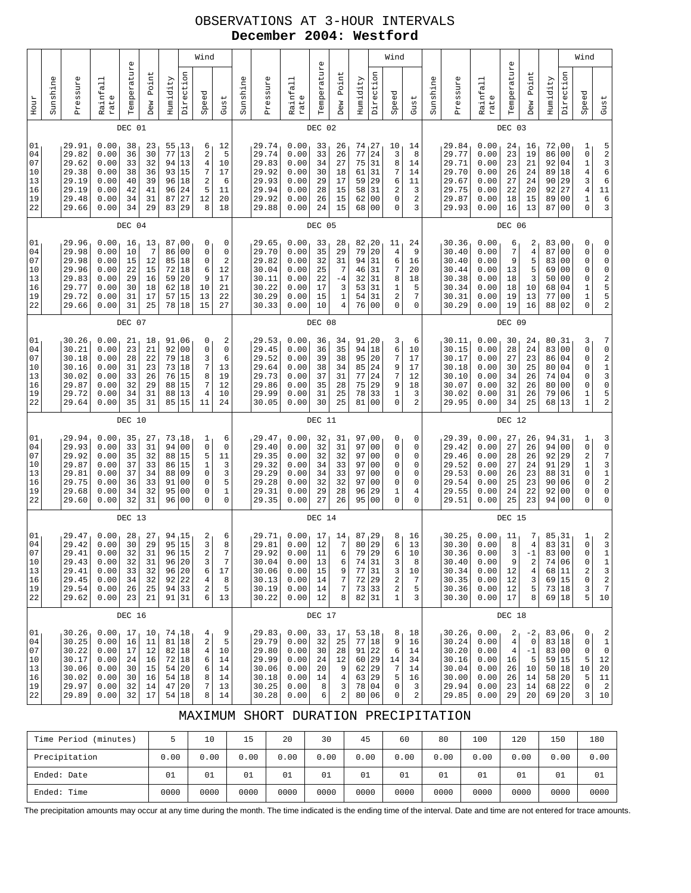# OBSERVATIONS AT 3-HOUR INTERVALS
## December 2004: Westford

| Hour | Sunshine | Pressure | Rainfall rate | Temperature | Dew Point | Humidity | Wind Direction | Wind Speed | Wind Gust | Sunshine | Pressure | Rainfall rate | Temperature | Dew Point | Humidity | Wind Direction | Wind Speed | Wind Gust | Sunshine | Pressure | Rainfall rate | Temperature | Dew Point | Humidity | Wind Direction | Wind Speed | Wind Gust |
|---|---|---|---|---|---|---|---|---|---|---|---|---|---|---|---|---|---|---|---|---|---|---|---|---|---|---|---|
| | | DEC 01 | | | | | | | | | DEC 02 | | | | | | | | | DEC 03 | | | | | | | |
| 01 | | 29.91 | 0.00 | 38 | 23 | 55 | 13 | 6 | 12 | | 29.74 | 0.00 | 33 | 26 | 74 | 27 | 10 | 14 | | 29.84 | 0.00 | 24 | 16 | 72 | 00 | 1 | 5 |
| 04 | | 29.82 | 0.00 | 36 | 30 | 77 | 13 | 2 | 5 | | 29.74 | 0.00 | 33 | 26 | 77 | 24 | 3 | 8 | | 29.77 | 0.00 | 23 | 19 | 86 | 00 | 0 | 2 |
| 07 | | 29.62 | 0.00 | 33 | 32 | 94 | 13 | 4 | 10 | | 29.83 | 0.00 | 34 | 27 | 75 | 31 | 8 | 14 | | 29.71 | 0.00 | 23 | 21 | 92 | 04 | 1 | 3 |
| 10 | | 29.38 | 0.00 | 38 | 36 | 93 | 15 | 7 | 17 | | 29.92 | 0.00 | 30 | 18 | 61 | 31 | 7 | 14 | | 29.70 | 0.00 | 26 | 24 | 89 | 18 | 4 | 6 |
| 13 | | 29.19 | 0.00 | 40 | 39 | 96 | 18 | 2 | 6 | | 29.93 | 0.00 | 29 | 17 | 59 | 29 | 6 | 11 | | 29.67 | 0.00 | 27 | 24 | 90 | 29 | 3 | 6 |
| 16 | | 29.19 | 0.00 | 42 | 41 | 96 | 24 | 5 | 11 | | 29.94 | 0.00 | 28 | 15 | 58 | 31 | 2 | 3 | | 29.75 | 0.00 | 22 | 20 | 92 | 27 | 4 | 11 |
| 19 | | 29.48 | 0.00 | 34 | 31 | 87 | 27 | 12 | 20 | | 29.92 | 0.00 | 26 | 15 | 62 | 00 | 0 | 2 | | 29.87 | 0.00 | 18 | 15 | 89 | 00 | 1 | 6 |
| 22 | | 29.66 | 0.00 | 34 | 29 | 83 | 29 | 8 | 18 | | 29.88 | 0.00 | 24 | 15 | 68 | 00 | 0 | 3 | | 29.93 | 0.00 | 16 | 13 | 87 | 00 | 0 | 3 |
| | | DEC 04 | | | | | | | | | DEC 05 | | | | | | | | | DEC 06 | | | | | | | |
| 01 | | 29.96 | 0.00 | 16 | 13 | 87 | 00 | 0 | 0 | | 29.65 | 0.00 | 33 | 28 | 82 | 20 | 11 | 24 | | 30.36 | 0.00 | 6 | 2 | 83 | 00 | 0 | 0 |
| 04 | | 29.98 | 0.00 | 10 | 7 | 86 | 00 | 0 | 0 | | 29.70 | 0.00 | 35 | 29 | 79 | 20 | 4 | 9 | | 30.40 | 0.00 | 7 | 4 | 87 | 00 | 0 | 0 |
| 07 | | 29.98 | 0.00 | 15 | 12 | 85 | 18 | 0 | 2 | | 29.82 | 0.00 | 32 | 31 | 94 | 31 | 6 | 16 | | 30.40 | 0.00 | 9 | 5 | 83 | 00 | 0 | 0 |
| 10 | | 29.96 | 0.00 | 22 | 15 | 72 | 18 | 6 | 12 | | 30.04 | 0.00 | 25 | 7 | 46 | 31 | 7 | 20 | | 30.44 | 0.00 | 13 | 5 | 69 | 00 | 0 | 0 |
| 13 | | 29.83 | 0.00 | 29 | 16 | 59 | 20 | 9 | 17 | | 30.11 | 0.00 | 22 | -4 | 32 | 31 | 8 | 18 | | 30.38 | 0.00 | 18 | 3 | 50 | 00 | 0 | 2 |
| 16 | | 29.77 | 0.00 | 30 | 18 | 62 | 18 | 10 | 21 | | 30.22 | 0.00 | 17 | 3 | 53 | 31 | 1 | 5 | | 30.34 | 0.00 | 18 | 10 | 68 | 04 | 1 | 5 |
| 19 | | 29.72 | 0.00 | 31 | 17 | 57 | 15 | 13 | 22 | | 30.29 | 0.00 | 15 | 1 | 54 | 31 | 2 | 7 | | 30.31 | 0.00 | 19 | 13 | 77 | 00 | 1 | 5 |
| 22 | | 29.66 | 0.00 | 31 | 25 | 78 | 18 | 15 | 27 | | 30.33 | 0.00 | 10 | 4 | 76 | 00 | 0 | 0 | | 30.29 | 0.00 | 19 | 16 | 88 | 02 | 0 | 2 |
| | | DEC 07 | | | | | | | | | DEC 08 | | | | | | | | | DEC 09 | | | | | | | |
| 01 | | 30.26 | 0.00 | 21 | 18 | 91 | 06 | 0 | 2 | | 29.53 | 0.00 | 36 | 34 | 91 | 20 | 3 | 6 | | 30.11 | 0.00 | 30 | 24 | 80 | 31 | 3 | 7 |
| 04 | | 30.21 | 0.00 | 23 | 21 | 92 | 00 | 0 | 0 | | 29.45 | 0.00 | 36 | 35 | 94 | 18 | 6 | 10 | | 30.15 | 0.00 | 28 | 24 | 83 | 00 | 0 | 0 |
| 07 | | 30.18 | 0.00 | 28 | 22 | 79 | 18 | 3 | 6 | | 29.52 | 0.00 | 39 | 38 | 95 | 20 | 7 | 17 | | 30.17 | 0.00 | 27 | 23 | 86 | 04 | 0 | 2 |
| 10 | | 30.16 | 0.00 | 31 | 23 | 73 | 18 | 7 | 13 | | 29.64 | 0.00 | 38 | 34 | 85 | 24 | 9 | 17 | | 30.18 | 0.00 | 30 | 25 | 80 | 04 | 0 | 1 |
| 13 | | 30.02 | 0.00 | 33 | 26 | 76 | 15 | 8 | 19 | | 29.73 | 0.00 | 37 | 31 | 77 | 24 | 7 | 12 | | 30.10 | 0.00 | 34 | 26 | 74 | 04 | 0 | 3 |
| 16 | | 29.87 | 0.00 | 32 | 29 | 88 | 15 | 7 | 12 | | 29.86 | 0.00 | 35 | 28 | 75 | 29 | 9 | 18 | | 30.07 | 0.00 | 32 | 26 | 80 | 00 | 0 | 0 |
| 19 | | 29.72 | 0.00 | 34 | 31 | 88 | 13 | 4 | 10 | | 29.99 | 0.00 | 31 | 25 | 78 | 33 | 1 | 3 | | 30.02 | 0.00 | 31 | 26 | 79 | 06 | 1 | 5 |
| 22 | | 29.64 | 0.00 | 35 | 31 | 85 | 15 | 11 | 24 | | 30.05 | 0.00 | 30 | 25 | 81 | 00 | 0 | 2 | | 29.95 | 0.00 | 34 | 25 | 68 | 13 | 1 | 2 |
| | | DEC 10 | | | | | | | | | DEC 11 | | | | | | | | | DEC 12 | | | | | | | |
| 01 | | 29.94 | 0.00 | 35 | 27 | 73 | 18 | 1 | 6 | | 29.47 | 0.00 | 32 | 31 | 97 | 00 | 0 | 0 | | 29.39 | 0.00 | 27 | 26 | 94 | 31 | 1 | 3 |
| 04 | | 29.93 | 0.00 | 33 | 31 | 94 | 00 | 0 | 0 | | 29.40 | 0.00 | 32 | 31 | 97 | 00 | 0 | 0 | | 29.42 | 0.00 | 27 | 26 | 94 | 00 | 0 | 0 |
| 07 | | 29.92 | 0.00 | 35 | 32 | 88 | 15 | 5 | 11 | | 29.35 | 0.00 | 32 | 32 | 97 | 00 | 0 | 0 | | 29.46 | 0.00 | 28 | 26 | 92 | 29 | 2 | 7 |
| 10 | | 29.87 | 0.00 | 37 | 33 | 86 | 15 | 1 | 3 | | 29.32 | 0.00 | 34 | 33 | 97 | 00 | 0 | 0 | | 29.52 | 0.00 | 27 | 24 | 91 | 29 | 1 | 3 |
| 13 | | 29.81 | 0.00 | 37 | 34 | 88 | 09 | 0 | 3 | | 29.29 | 0.00 | 34 | 33 | 97 | 00 | 0 | 0 | | 29.53 | 0.00 | 26 | 23 | 88 | 31 | 0 | 1 |
| 16 | | 29.75 | 0.00 | 36 | 33 | 91 | 00 | 0 | 5 | | 29.28 | 0.00 | 32 | 32 | 97 | 00 | 0 | 0 | | 29.54 | 0.00 | 25 | 23 | 90 | 06 | 0 | 2 |
| 19 | | 29.68 | 0.00 | 34 | 32 | 95 | 00 | 0 | 1 | | 29.31 | 0.00 | 29 | 28 | 96 | 29 | 1 | 4 | | 29.55 | 0.00 | 24 | 22 | 92 | 00 | 0 | 0 |
| 22 | | 29.60 | 0.00 | 32 | 31 | 96 | 00 | 0 | 0 | | 29.35 | 0.00 | 27 | 26 | 95 | 00 | 0 | 0 | | 29.51 | 0.00 | 25 | 23 | 94 | 00 | 0 | 0 |
| | | DEC 13 | | | | | | | | | DEC 14 | | | | | | | | | DEC 15 | | | | | | | |
| 01 | | 29.47 | 0.00 | 28 | 27 | 94 | 15 | 2 | 6 | | 29.71 | 0.00 | 17 | 14 | 87 | 29 | 8 | 16 | | 30.25 | 0.00 | 11 | 7 | 85 | 31 | 1 | 2 |
| 04 | | 29.42 | 0.00 | 30 | 29 | 95 | 15 | 3 | 8 | | 29.81 | 0.00 | 12 | 7 | 80 | 29 | 6 | 13 | | 30.30 | 0.00 | 8 | 4 | 83 | 31 | 0 | 3 |
| 07 | | 29.41 | 0.00 | 32 | 31 | 96 | 15 | 2 | 7 | | 29.92 | 0.00 | 11 | 6 | 79 | 29 | 6 | 10 | | 30.36 | 0.00 | 3 | -1 | 83 | 00 | 0 | 1 |
| 10 | | 29.43 | 0.00 | 32 | 31 | 96 | 20 | 3 | 7 | | 30.04 | 0.00 | 13 | 6 | 74 | 31 | 3 | 8 | | 30.40 | 0.00 | 9 | 2 | 74 | 06 | 0 | 1 |
| 13 | | 29.41 | 0.00 | 33 | 32 | 96 | 20 | 6 | 17 | | 30.06 | 0.00 | 15 | 9 | 77 | 31 | 3 | 10 | | 30.34 | 0.00 | 12 | 4 | 68 | 11 | 2 | 3 |
| 16 | | 29.45 | 0.00 | 34 | 32 | 92 | 22 | 4 | 8 | | 30.13 | 0.00 | 14 | 7 | 72 | 29 | 2 | 7 | | 30.35 | 0.00 | 12 | 3 | 69 | 15 | 0 | 2 |
| 19 | | 29.54 | 0.00 | 26 | 25 | 94 | 33 | 2 | 5 | | 30.19 | 0.00 | 14 | 7 | 73 | 33 | 2 | 5 | | 30.36 | 0.00 | 12 | 5 | 73 | 18 | 3 | 7 |
| 22 | | 29.62 | 0.00 | 23 | 21 | 91 | 31 | 6 | 13 | | 30.22 | 0.00 | 12 | 8 | 82 | 31 | 1 | 3 | | 30.30 | 0.00 | 17 | 8 | 69 | 18 | 5 | 10 |
| | | DEC 16 | | | | | | | | | DEC 17 | | | | | | | | | DEC 18 | | | | | | | |
| 01 | | 30.26 | 0.00 | 17 | 10 | 74 | 18 | 4 | 9 | | 29.83 | 0.00 | 33 | 17 | 53 | 18 | 8 | 18 | | 30.26 | 0.00 | 2 | -2 | 83 | 06 | 0 | 2 |
| 04 | | 30.25 | 0.00 | 16 | 11 | 81 | 18 | 2 | 5 | | 29.79 | 0.00 | 32 | 25 | 77 | 18 | 9 | 16 | | 30.24 | 0.00 | 4 | 0 | 83 | 18 | 0 | 1 |
| 07 | | 30.22 | 0.00 | 17 | 12 | 82 | 18 | 4 | 10 | | 29.80 | 0.00 | 30 | 28 | 91 | 22 | 6 | 14 | | 30.20 | 0.00 | 4 | -1 | 83 | 00 | 0 | 0 |
| 10 | | 30.17 | 0.00 | 24 | 16 | 72 | 18 | 6 | 14 | | 29.99 | 0.00 | 24 | 12 | 60 | 29 | 14 | 34 | | 30.16 | 0.00 | 16 | 5 | 59 | 15 | 5 | 12 |
| 13 | | 30.06 | 0.00 | 30 | 15 | 54 | 20 | 6 | 14 | | 30.06 | 0.00 | 20 | 9 | 62 | 29 | 7 | 14 | | 30.04 | 0.00 | 26 | 10 | 50 | 18 | 10 | 20 |
| 16 | | 30.02 | 0.00 | 30 | 16 | 54 | 18 | 8 | 14 | | 30.18 | 0.00 | 14 | 4 | 63 | 29 | 5 | 16 | | 30.00 | 0.00 | 26 | 14 | 58 | 20 | 5 | 11 |
| 19 | | 29.97 | 0.00 | 32 | 14 | 47 | 20 | 7 | 13 | | 30.25 | 0.00 | 8 | 3 | 78 | 04 | 0 | 3 | | 29.94 | 0.00 | 23 | 14 | 68 | 22 | 0 | 2 |
| 22 | | 29.89 | 0.00 | 32 | 17 | 54 | 18 | 8 | 14 | | 30.28 | 0.00 | 6 | 2 | 80 | 06 | 0 | 2 | | 29.85 | 0.00 | 29 | 20 | 69 | 20 | 3 | 10 |

## MAXIMUM SHORT DURATION PRECIPITATION

| Time Period (minutes) | 5 | 10 | 15 | 20 | 30 | 45 | 60 | 80 | 100 | 120 | 150 | 180 |
|---|---|---|---|---|---|---|---|---|---|---|---|---|
| Precipitation | 0.00 | 0.00 | 0.00 | 0.00 | 0.00 | 0.00 | 0.00 | 0.00 | 0.00 | 0.00 | 0.00 | 0.00 |
| Ended: Date | 01 | 01 | 01 | 01 | 01 | 01 | 01 | 01 | 01 | 01 | 01 | 01 |
| Ended: Time | 0000 | 0000 | 0000 | 0000 | 0000 | 0000 | 0000 | 0000 | 0000 | 0000 | 0000 | 0000 |

The precipitation amounts may occur at any time during the month. The time indicated is the ending time of the interval. Date and time are not entered for trace amounts.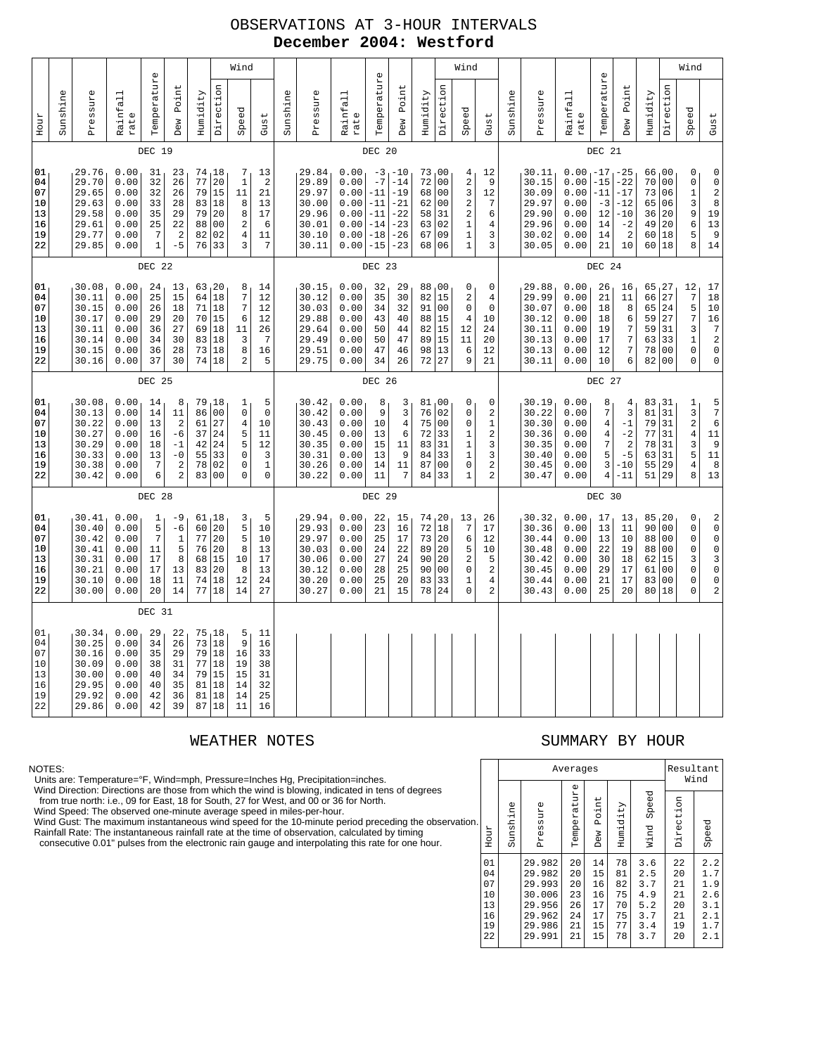# OBSERVATIONS AT 3-HOUR INTERVALS
## December 2004: Westford

### DEC 19

| Hour | Sunshine | Pressure | Rainfall rate | Temperature | Dew Point | Humidity | Wind Direction | Wind Speed | Gust |
|---|---|---|---|---|---|---|---|---|---|
| 01 | | 29.76 | 0.00 | 31 | 23 | 74 | 18 | 7 | 13 |
| 04 | | 29.70 | 0.00 | 32 | 26 | 77 | 20 | 1 | 2 |
| 07 | | 29.65 | 0.00 | 32 | 26 | 79 | 15 | 11 | 21 |
| 10 | | 29.63 | 0.00 | 33 | 28 | 83 | 18 | 8 | 13 |
| 13 | | 29.58 | 0.00 | 35 | 29 | 79 | 20 | 8 | 17 |
| 16 | | 29.61 | 0.00 | 25 | 22 | 88 | 00 | 2 | 6 |
| 19 | | 29.77 | 0.00 | 7 | 2 | 82 | 02 | 4 | 11 |
| 22 | | 29.85 | 0.00 | 1 | -5 | 76 | 33 | 3 | 7 |

### DEC 20

| Hour | Sunshine | Pressure | Rainfall rate | Temperature | Dew Point | Humidity | Wind Direction | Wind Speed | Gust |
|---|---|---|---|---|---|---|---|---|---|
| 01 | | 29.84 | 0.00 | -3 | -10 | 73 | 00 | 4 | 12 |
| 04 | | 29.89 | 0.00 | -7 | -14 | 72 | 00 | 2 | 9 |
| 07 | | 29.97 | 0.00 | -11 | -19 | 68 | 00 | 3 | 12 |
| 10 | | 30.00 | 0.00 | -11 | -21 | 62 | 00 | 2 | 7 |
| 13 | | 29.96 | 0.00 | -11 | -22 | 58 | 31 | 2 | 6 |
| 16 | | 30.01 | 0.00 | -14 | -23 | 63 | 02 | 1 | 4 |
| 19 | | 30.10 | 0.00 | -18 | -26 | 67 | 09 | 1 | 3 |
| 22 | | 30.11 | 0.00 | -15 | -23 | 68 | 06 | 1 | 3 |

### DEC 21

| Hour | Sunshine | Pressure | Rainfall rate | Temperature | Dew Point | Humidity | Wind Direction | Wind Speed | Gust |
|---|---|---|---|---|---|---|---|---|---|
| 01 | | 30.11 | 0.00 | -17 | -25 | 66 | 00 | 0 | 0 |
| 04 | | 30.15 | 0.00 | -15 | -22 | 70 | 00 | 0 | 0 |
| 07 | | 30.09 | 0.00 | -11 | -17 | 73 | 06 | 1 | 2 |
| 10 | | 29.97 | 0.00 | -3 | -12 | 65 | 06 | 3 | 8 |
| 13 | | 29.90 | 0.00 | 12 | -10 | 36 | 20 | 9 | 19 |
| 16 | | 29.96 | 0.00 | 14 | -2 | 49 | 20 | 6 | 13 |
| 19 | | 30.02 | 0.00 | 14 | 2 | 60 | 18 | 5 | 9 |
| 22 | | 30.05 | 0.00 | 21 | 10 | 60 | 18 | 8 | 14 |

### DEC 22

| Hour | Sunshine | Pressure | Rainfall rate | Temperature | Dew Point | Humidity | Wind Direction | Wind Speed | Gust |
|---|---|---|---|---|---|---|---|---|---|
| 01 | | 30.08 | 0.00 | 24 | 13 | 63 | 20 | 8 | 14 |
| 04 | | 30.11 | 0.00 | 25 | 15 | 64 | 18 | 7 | 12 |
| 07 | | 30.15 | 0.00 | 26 | 18 | 71 | 18 | 7 | 12 |
| 10 | | 30.17 | 0.00 | 29 | 20 | 70 | 15 | 6 | 12 |
| 13 | | 30.11 | 0.00 | 36 | 27 | 69 | 18 | 11 | 26 |
| 16 | | 30.14 | 0.00 | 34 | 30 | 83 | 18 | 3 | 7 |
| 19 | | 30.15 | 0.00 | 36 | 28 | 73 | 18 | 8 | 16 |
| 22 | | 30.16 | 0.00 | 37 | 30 | 74 | 18 | 2 | 5 |

### DEC 23

| Hour | Sunshine | Pressure | Rainfall rate | Temperature | Dew Point | Humidity | Wind Direction | Wind Speed | Gust |
|---|---|---|---|---|---|---|---|---|---|
| 01 | | 30.15 | 0.00 | 32 | 29 | 88 | 00 | 0 | 0 |
| 04 | | 30.12 | 0.00 | 35 | 30 | 82 | 15 | 2 | 4 |
| 07 | | 30.03 | 0.00 | 34 | 32 | 91 | 00 | 0 | 0 |
| 10 | | 29.88 | 0.00 | 43 | 40 | 88 | 15 | 4 | 10 |
| 13 | | 29.64 | 0.00 | 50 | 44 | 82 | 15 | 12 | 24 |
| 16 | | 29.49 | 0.00 | 50 | 47 | 89 | 15 | 11 | 20 |
| 19 | | 29.51 | 0.00 | 47 | 46 | 98 | 13 | 6 | 12 |
| 22 | | 29.75 | 0.00 | 34 | 26 | 72 | 27 | 9 | 21 |

### DEC 24

| Hour | Sunshine | Pressure | Rainfall rate | Temperature | Dew Point | Humidity | Wind Direction | Wind Speed | Gust |
|---|---|---|---|---|---|---|---|---|---|
| 01 | | 29.88 | 0.00 | 26 | 16 | 65 | 27 | 12 | 17 |
| 04 | | 29.99 | 0.00 | 21 | 11 | 66 | 27 | 7 | 18 |
| 07 | | 30.07 | 0.00 | 18 | 8 | 65 | 24 | 5 | 10 |
| 10 | | 30.12 | 0.00 | 18 | 6 | 59 | 27 | 7 | 16 |
| 13 | | 30.11 | 0.00 | 19 | 7 | 59 | 31 | 3 | 7 |
| 16 | | 30.13 | 0.00 | 17 | 7 | 63 | 33 | 1 | 2 |
| 19 | | 30.13 | 0.00 | 12 | 7 | 78 | 00 | 0 | 0 |
| 22 | | 30.11 | 0.00 | 10 | 6 | 82 | 00 | 0 | 0 |

### DEC 25

| Hour | Sunshine | Pressure | Rainfall rate | Temperature | Dew Point | Humidity | Wind Direction | Wind Speed | Gust |
|---|---|---|---|---|---|---|---|---|---|
| 01 | | 30.08 | 0.00 | 14 | 8 | 79 | 18 | 1 | 5 |
| 04 | | 30.13 | 0.00 | 14 | 11 | 86 | 00 | 0 | 0 |
| 07 | | 30.22 | 0.00 | 13 | 2 | 61 | 27 | 4 | 10 |
| 10 | | 30.27 | 0.00 | 16 | -6 | 37 | 24 | 5 | 11 |
| 13 | | 30.29 | 0.00 | 18 | -1 | 42 | 24 | 5 | 12 |
| 16 | | 30.33 | 0.00 | 13 | -0 | 55 | 33 | 0 | 3 |
| 19 | | 30.38 | 0.00 | 7 | 2 | 78 | 02 | 0 | 1 |
| 22 | | 30.42 | 0.00 | 6 | 2 | 83 | 00 | 0 | 0 |

### DEC 26

| Hour | Sunshine | Pressure | Rainfall rate | Temperature | Dew Point | Humidity | Wind Direction | Wind Speed | Gust |
|---|---|---|---|---|---|---|---|---|---|
| 01 | | 30.42 | 0.00 | 8 | 3 | 81 | 00 | 0 | 0 |
| 04 | | 30.42 | 0.00 | 9 | 3 | 76 | 02 | 0 | 2 |
| 07 | | 30.43 | 0.00 | 10 | 4 | 75 | 00 | 0 | 1 |
| 10 | | 30.45 | 0.00 | 13 | 6 | 72 | 33 | 1 | 2 |
| 13 | | 30.35 | 0.00 | 15 | 11 | 83 | 31 | 1 | 3 |
| 16 | | 30.31 | 0.00 | 13 | 9 | 84 | 33 | 1 | 3 |
| 19 | | 30.26 | 0.00 | 14 | 11 | 87 | 00 | 0 | 2 |
| 22 | | 30.22 | 0.00 | 11 | 7 | 84 | 33 | 1 | 2 |

### DEC 27

| Hour | Sunshine | Pressure | Rainfall rate | Temperature | Dew Point | Humidity | Wind Direction | Wind Speed | Gust |
|---|---|---|---|---|---|---|---|---|---|
| 01 | | 30.19 | 0.00 | 8 | 4 | 83 | 31 | 1 | 5 |
| 04 | | 30.22 | 0.00 | 7 | 3 | 81 | 31 | 3 | 7 |
| 07 | | 30.30 | 0.00 | 4 | -1 | 79 | 31 | 2 | 6 |
| 10 | | 30.36 | 0.00 | 4 | -2 | 77 | 31 | 4 | 11 |
| 13 | | 30.35 | 0.00 | 7 | 2 | 78 | 31 | 3 | 9 |
| 16 | | 30.40 | 0.00 | 5 | -5 | 63 | 31 | 5 | 11 |
| 19 | | 30.45 | 0.00 | 3 | -10 | 55 | 29 | 4 | 8 |
| 22 | | 30.47 | 0.00 | 4 | -11 | 51 | 29 | 8 | 13 |

### DEC 28

| Hour | Sunshine | Pressure | Rainfall rate | Temperature | Dew Point | Humidity | Wind Direction | Wind Speed | Gust |
|---|---|---|---|---|---|---|---|---|---|
| 01 | | 30.41 | 0.00 | 1 | -9 | 61 | 18 | 3 | 5 |
| 04 | | 30.40 | 0.00 | 5 | -6 | 60 | 20 | 5 | 10 |
| 07 | | 30.42 | 0.00 | 7 | 1 | 77 | 20 | 5 | 10 |
| 10 | | 30.41 | 0.00 | 11 | 5 | 76 | 20 | 8 | 13 |
| 13 | | 30.31 | 0.00 | 17 | 8 | 68 | 15 | 10 | 17 |
| 16 | | 30.21 | 0.00 | 17 | 13 | 83 | 20 | 8 | 13 |
| 19 | | 30.10 | 0.00 | 18 | 11 | 74 | 18 | 12 | 24 |
| 22 | | 30.00 | 0.00 | 20 | 14 | 77 | 18 | 14 | 27 |

### DEC 29

| Hour | Sunshine | Pressure | Rainfall rate | Temperature | Dew Point | Humidity | Wind Direction | Wind Speed | Gust |
|---|---|---|---|---|---|---|---|---|---|
| 01 | | 29.94 | 0.00 | 22 | 15 | 74 | 20 | 13 | 26 |
| 04 | | 29.93 | 0.00 | 23 | 16 | 72 | 18 | 7 | 17 |
| 07 | | 29.97 | 0.00 | 25 | 17 | 73 | 20 | 6 | 12 |
| 10 | | 30.03 | 0.00 | 24 | 22 | 89 | 20 | 5 | 10 |
| 13 | | 30.06 | 0.00 | 27 | 24 | 90 | 20 | 2 | 5 |
| 16 | | 30.12 | 0.00 | 28 | 25 | 90 | 00 | 0 | 2 |
| 19 | | 30.20 | 0.00 | 25 | 20 | 83 | 33 | 1 | 4 |
| 22 | | 30.27 | 0.00 | 21 | 15 | 78 | 24 | 0 | 2 |

### DEC 30

| Hour | Sunshine | Pressure | Rainfall rate | Temperature | Dew Point | Humidity | Wind Direction | Wind Speed | Gust |
|---|---|---|---|---|---|---|---|---|---|
| 01 | | 30.32 | 0.00 | 17 | 13 | 85 | 20 | 0 | 2 |
| 04 | | 30.36 | 0.00 | 13 | 11 | 90 | 00 | 0 | 0 |
| 07 | | 30.44 | 0.00 | 13 | 10 | 88 | 00 | 0 | 0 |
| 10 | | 30.48 | 0.00 | 22 | 19 | 88 | 00 | 0 | 0 |
| 13 | | 30.42 | 0.00 | 30 | 18 | 62 | 15 | 3 | 3 |
| 16 | | 30.45 | 0.00 | 29 | 17 | 61 | 00 | 0 | 0 |
| 19 | | 30.44 | 0.00 | 21 | 17 | 83 | 00 | 0 | 0 |
| 22 | | 30.43 | 0.00 | 25 | 20 | 80 | 18 | 0 | 2 |

### DEC 31

| Hour | Sunshine | Pressure | Rainfall rate | Temperature | Dew Point | Humidity | Wind Direction | Wind Speed | Gust |
|---|---|---|---|---|---|---|---|---|---|
| 01 | | 30.34 | 0.00 | 29 | 22 | 75 | 18 | 5 | 11 |
| 04 | | 30.25 | 0.00 | 34 | 26 | 73 | 18 | 9 | 16 |
| 07 | | 30.16 | 0.00 | 35 | 29 | 79 | 18 | 16 | 33 |
| 10 | | 30.09 | 0.00 | 38 | 31 | 77 | 18 | 19 | 38 |
| 13 | | 30.00 | 0.00 | 40 | 34 | 79 | 15 | 15 | 31 |
| 16 | | 29.95 | 0.00 | 40 | 35 | 81 | 18 | 14 | 32 |
| 19 | | 29.92 | 0.00 | 42 | 36 | 81 | 18 | 14 | 25 |
| 22 | | 29.86 | 0.00 | 42 | 39 | 87 | 18 | 11 | 16 |

## WEATHER NOTES

NOTES:
Units are: Temperature=°F, Wind=mph, Pressure=Inches Hg, Precipitation=inches.
Wind Direction: Directions are those from which the wind is blowing, indicated in tens of degrees from true north: i.e., 09 for East, 18 for South, 27 for West, and 00 or 36 for North.
Wind Speed: The observed one-minute average speed in miles-per-hour.
Wind Gust: The maximum instantaneous wind speed for the 10-minute period preceding the observation.
Rainfall Rate: The instantaneous rainfall rate at the time of observation, calculated by timing consecutive 0.01" pulses from the electronic rain gauge and interpolating this rate for one hour.

## SUMMARY BY HOUR

| Hour | Averages: Sunshine | Pressure | Temperature | Dew Point | Humidity | Wind Speed | Resultant Wind: Direction | Speed |
|---|---|---|---|---|---|---|---|---|
| 01 | | 29.982 | 20 | 14 | 78 | 3.6 | 22 | 2.2 |
| 04 | | 29.982 | 20 | 15 | 81 | 2.5 | 20 | 1.7 |
| 07 | | 29.993 | 20 | 16 | 82 | 3.7 | 21 | 1.9 |
| 10 | | 30.006 | 23 | 16 | 75 | 4.9 | 21 | 2.6 |
| 13 | | 29.956 | 26 | 17 | 70 | 5.2 | 20 | 3.1 |
| 16 | | 29.962 | 24 | 17 | 75 | 3.7 | 21 | 2.1 |
| 19 | | 29.986 | 21 | 15 | 77 | 3.4 | 19 | 1.7 |
| 22 | | 29.991 | 21 | 15 | 78 | 3.7 | 20 | 2.1 |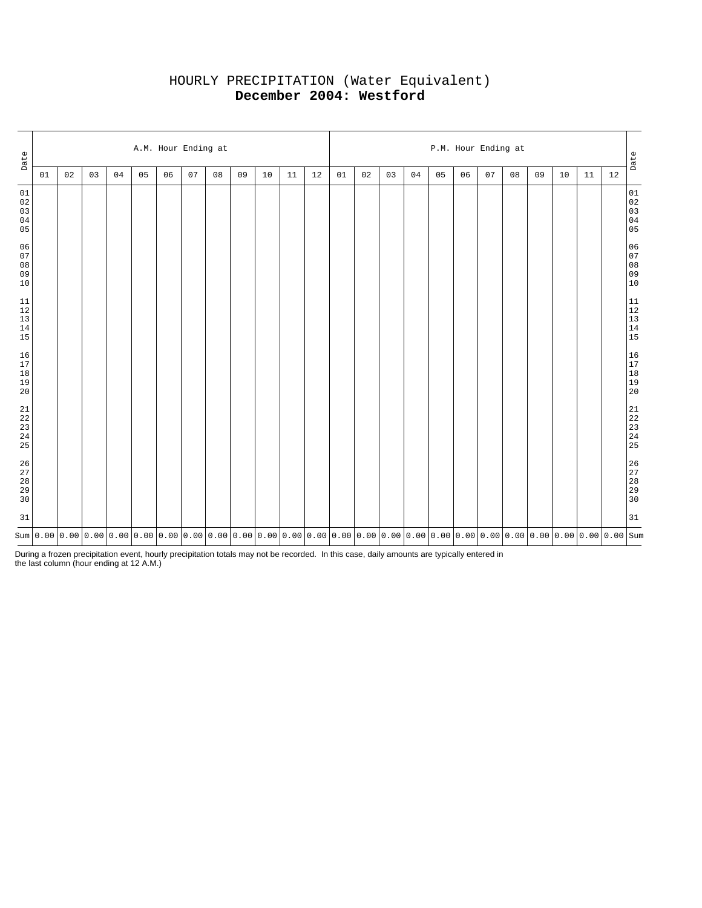# HOURLY PRECIPITATION (Water Equivalent)

## **December 2004: Westford**

| Date | A.M. Hour Ending at | | | | | | | | | | | | P.M. Hour Ending at | | | | | | | | | | | | Date |
|---|---|---|---|---|---|---|---|---|---|---|---|---|---|---|---|---|---|---|---|---|---|---|---|---|---|
| | 01 | 02 | 03 | 04 | 05 | 06 | 07 | 08 | 09 | 10 | 11 | 12 | 01 | 02 | 03 | 04 | 05 | 06 | 07 | 08 | 09 | 10 | 11 | 12 | |
| 01 | | | | | | | | | | | | | | | | | | | | | | | | | 01 |
| 02 | | | | | | | | | | | | | | | | | | | | | | | | | 02 |
| 03 | | | | | | | | | | | | | | | | | | | | | | | | | 03 |
| 04 | | | | | | | | | | | | | | | | | | | | | | | | | 04 |
| 05 | | | | | | | | | | | | | | | | | | | | | | | | | 05 |
| 06 | | | | | | | | | | | | | | | | | | | | | | | | | 06 |
| 07 | | | | | | | | | | | | | | | | | | | | | | | | | 07 |
| 08 | | | | | | | | | | | | | | | | | | | | | | | | | 08 |
| 09 | | | | | | | | | | | | | | | | | | | | | | | | | 09 |
| 10 | | | | | | | | | | | | | | | | | | | | | | | | | 10 |
| 11 | | | | | | | | | | | | | | | | | | | | | | | | | 11 |
| 12 | | | | | | | | | | | | | | | | | | | | | | | | | 12 |
| 13 | | | | | | | | | | | | | | | | | | | | | | | | | 13 |
| 14 | | | | | | | | | | | | | | | | | | | | | | | | | 14 |
| 15 | | | | | | | | | | | | | | | | | | | | | | | | | 15 |
| 16 | | | | | | | | | | | | | | | | | | | | | | | | | 16 |
| 17 | | | | | | | | | | | | | | | | | | | | | | | | | 17 |
| 18 | | | | | | | | | | | | | | | | | | | | | | | | | 18 |
| 19 | | | | | | | | | | | | | | | | | | | | | | | | | 19 |
| 20 | | | | | | | | | | | | | | | | | | | | | | | | | 20 |
| 21 | | | | | | | | | | | | | | | | | | | | | | | | | 21 |
| 22 | | | | | | | | | | | | | | | | | | | | | | | | | 22 |
| 23 | | | | | | | | | | | | | | | | | | | | | | | | | 23 |
| 24 | | | | | | | | | | | | | | | | | | | | | | | | | 24 |
| 25 | | | | | | | | | | | | | | | | | | | | | | | | | 25 |
| 26 | | | | | | | | | | | | | | | | | | | | | | | | | 26 |
| 27 | | | | | | | | | | | | | | | | | | | | | | | | | 27 |
| 28 | | | | | | | | | | | | | | | | | | | | | | | | | 28 |
| 29 | | | | | | | | | | | | | | | | | | | | | | | | | 29 |
| 30 | | | | | | | | | | | | | | | | | | | | | | | | | 30 |
| 31 | | | | | | | | | | | | | | | | | | | | | | | | | 31 |
| Sum | 0.00 | 0.00 | 0.00 | 0.00 | 0.00 | 0.00 | 0.00 | 0.00 | 0.00 | 0.00 | 0.00 | 0.00 | 0.00 | 0.00 | 0.00 | 0.00 | 0.00 | 0.00 | 0.00 | 0.00 | 0.00 | 0.00 | 0.00 | 0.00 | Sum |

During a frozen precipitation event, hourly precipitation totals may not be recorded. In this case, daily amounts are typically entered in the last column (hour ending at 12 A.M.)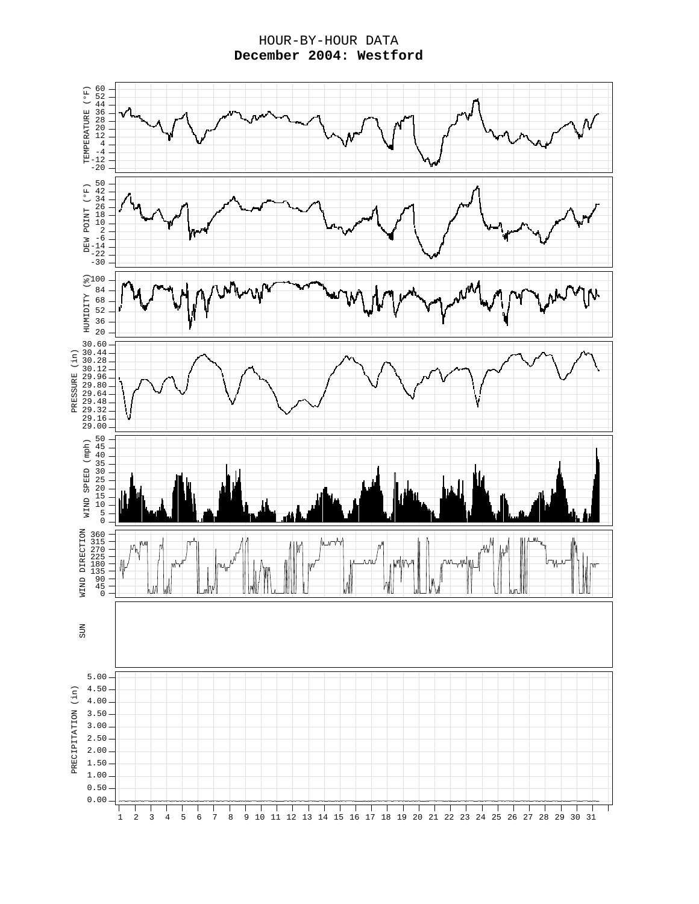HOUR-BY-HOUR DATA

**December 2004: Westford**

TEMPERATURE (°F): 60, 52, 44, 36, 28, 20, 12, 4, -4, -12, -20

DEW POINT (°F): 50, 42, 34, 26, 18, 10, 2, -6, -14, -22, -30

HUMIDITY (%): 100, 84, 68, 52, 36, 20

PRESSURE (in): 30.60, 30.44, 30.28, 30.12, 29.96, 29.80, 29.64, 29.48, 29.32, 29.16, 29.00

WIND SPEED (mph): 50, 45, 40, 35, 30, 25, 20, 15, 10, 5, 0

WIND DIRECTION: 360, 315, 270, 225, 180, 135, 90, 45, 0

SUN

PRECIPITATION (in): 5.00, 4.50, 4.00, 3.50, 3.00, 2.50, 2.00, 1.50, 1.00, 0.50, 0.00

1 2 3 4 5 6 7 8 9 10 11 12 13 14 15 16 17 18 19 20 21 22 23 24 25 26 27 28 29 30 31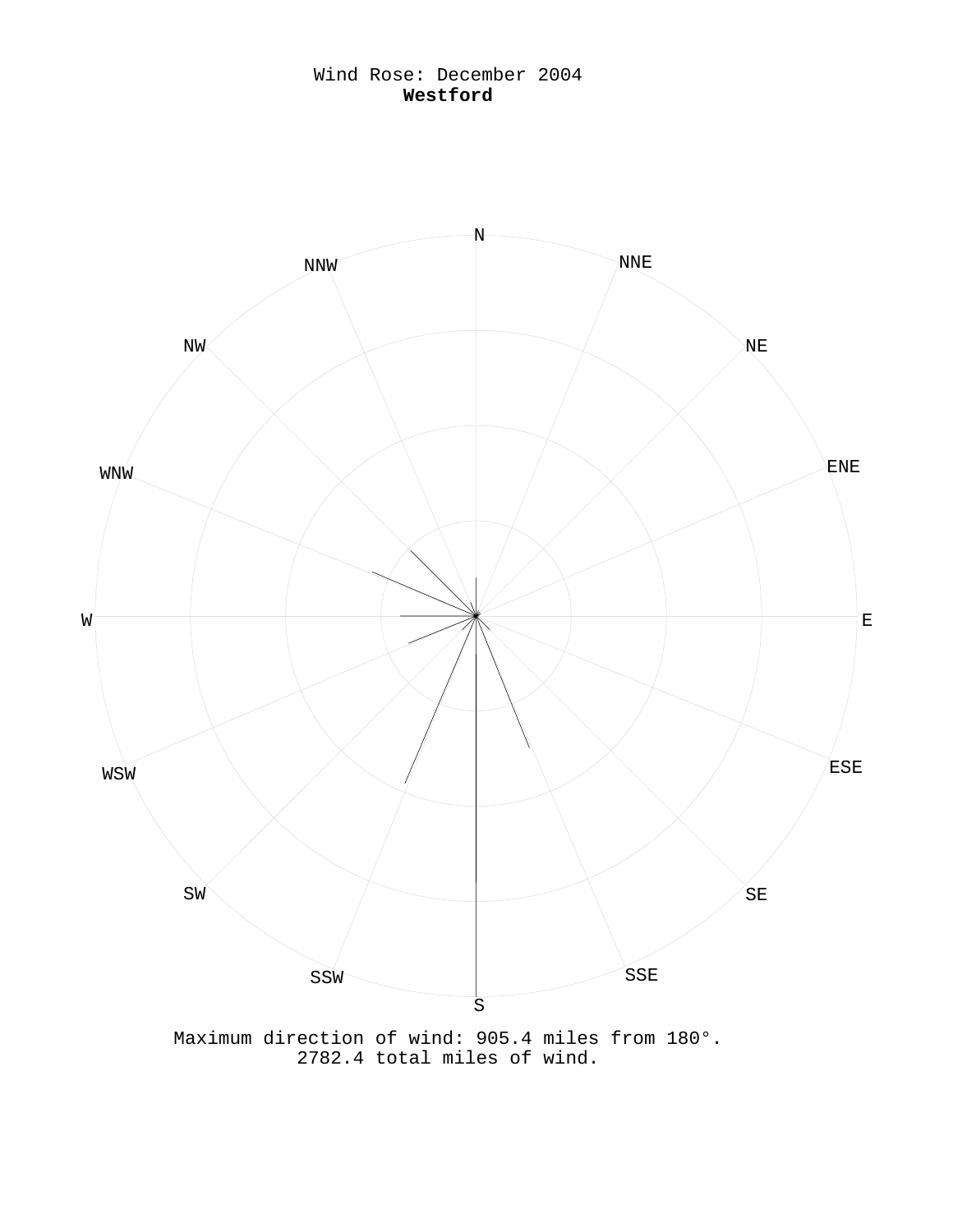Wind Rose: December 2004

**Westford**

N

NNE

NE

ENE

E

ESE

SE

SSE

S

SSW

SW

WSW

W

WNW

NW

NNW

Maximum direction of wind: 905.4 miles from 180°.
2782.4 total miles of wind.